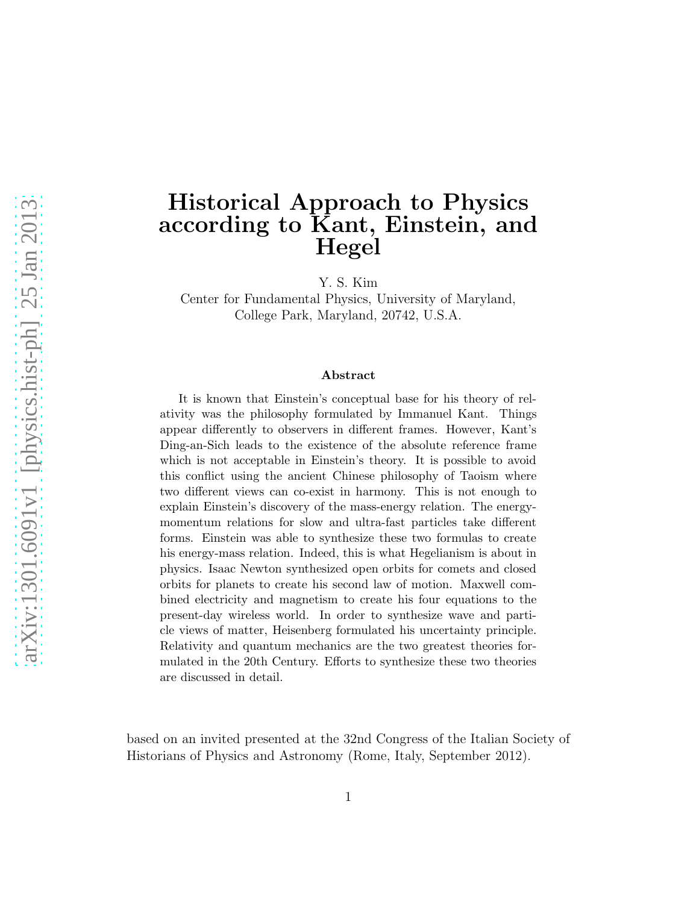# Historical Approach to Physics according to Kant, Einstein, and Hegel

Y. S. Kim

Center for Fundamental Physics, University of Maryland,
College Park, Maryland, 20742, U.S.A.

### Abstract

It is known that Einstein's conceptual base for his theory of relativity was the philosophy formulated by Immanuel Kant. Things appear differently to observers in different frames. However, Kant's Ding-an-Sich leads to the existence of the absolute reference frame which is not acceptable in Einstein's theory. It is possible to avoid this conflict using the ancient Chinese philosophy of Taoism where two different views can co-exist in harmony. This is not enough to explain Einstein's discovery of the mass-energy relation. The energy-momentum relations for slow and ultra-fast particles take different forms. Einstein was able to synthesize these two formulas to create his energy-mass relation. Indeed, this is what Hegelianism is about in physics. Isaac Newton synthesized open orbits for comets and closed orbits for planets to create his second law of motion. Maxwell combined electricity and magnetism to create his four equations to the present-day wireless world. In order to synthesize wave and particle views of matter, Heisenberg formulated his uncertainty principle. Relativity and quantum mechanics are the two greatest theories formulated in the 20th Century. Efforts to synthesize these two theories are discussed in detail.

based on an invited presented at the 32nd Congress of the Italian Society of Historians of Physics and Astronomy (Rome, Italy, September 2012).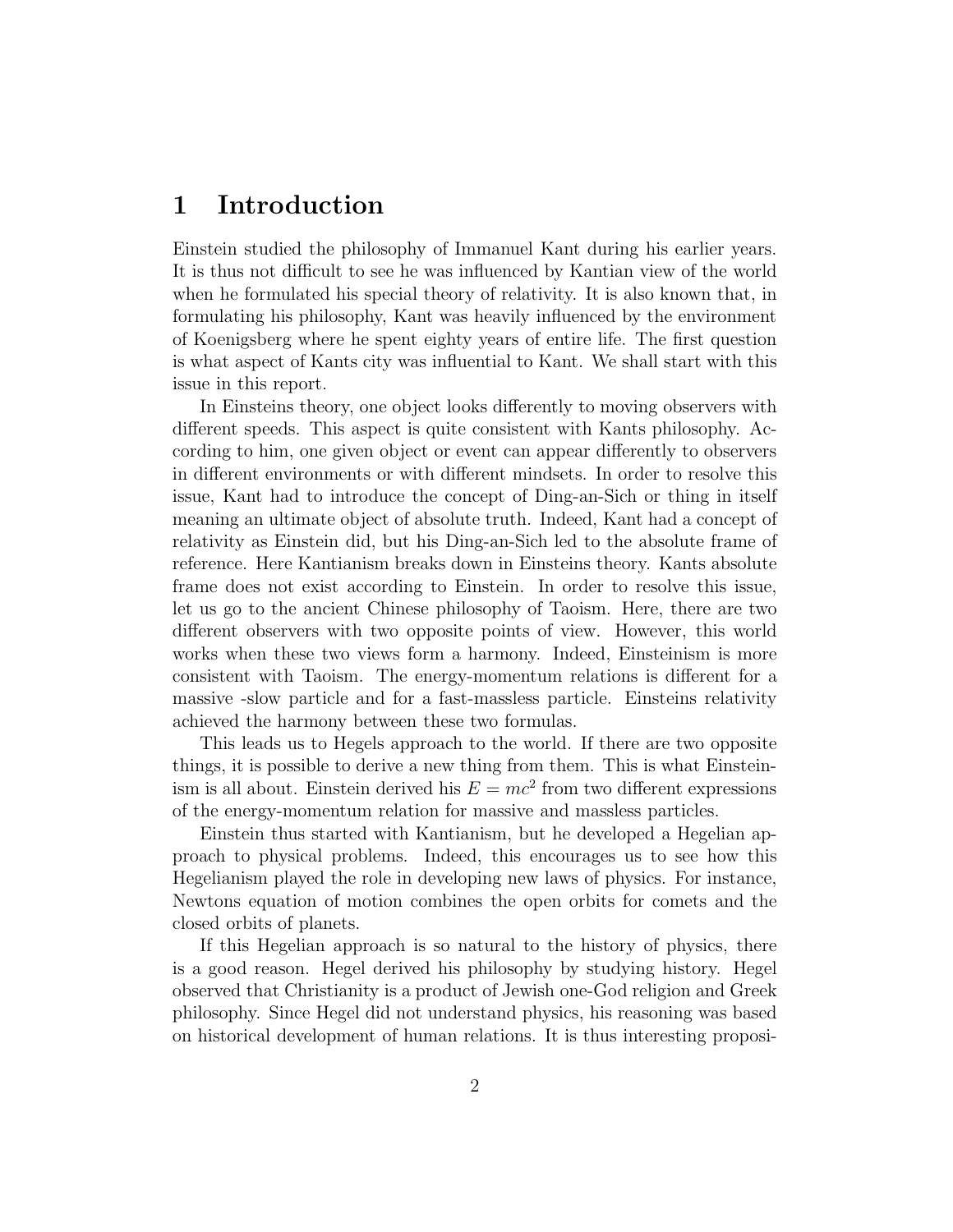# 1 Introduction

Einstein studied the philosophy of Immanuel Kant during his earlier years. It is thus not difficult to see he was influenced by Kantian view of the world when he formulated his special theory of relativity. It is also known that, in formulating his philosophy, Kant was heavily influenced by the environment of Koenigsberg where he spent eighty years of entire life. The first question is what aspect of Kants city was influential to Kant. We shall start with this issue in this report.

In Einsteins theory, one object looks differently to moving observers with different speeds. This aspect is quite consistent with Kants philosophy. According to him, one given object or event can appear differently to observers in different environments or with different mindsets. In order to resolve this issue, Kant had to introduce the concept of Ding-an-Sich or thing in itself meaning an ultimate object of absolute truth. Indeed, Kant had a concept of relativity as Einstein did, but his Ding-an-Sich led to the absolute frame of reference. Here Kantianism breaks down in Einsteins theory. Kants absolute frame does not exist according to Einstein. In order to resolve this issue, let us go to the ancient Chinese philosophy of Taoism. Here, there are two different observers with two opposite points of view. However, this world works when these two views form a harmony. Indeed, Einsteinism is more consistent with Taoism. The energy-momentum relations is different for a massive -slow particle and for a fast-massless particle. Einsteins relativity achieved the harmony between these two formulas.

This leads us to Hegels approach to the world. If there are two opposite things, it is possible to derive a new thing from them. This is what Einsteinism is all about. Einstein derived his $E = mc^2$ from two different expressions of the energy-momentum relation for massive and massless particles.

Einstein thus started with Kantianism, but he developed a Hegelian approach to physical problems. Indeed, this encourages us to see how this Hegelianism played the role in developing new laws of physics. For instance, Newtons equation of motion combines the open orbits for comets and the closed orbits of planets.

If this Hegelian approach is so natural to the history of physics, there is a good reason. Hegel derived his philosophy by studying history. Hegel observed that Christianity is a product of Jewish one-God religion and Greek philosophy. Since Hegel did not understand physics, his reasoning was based on historical development of human relations. It is thus interesting proposi-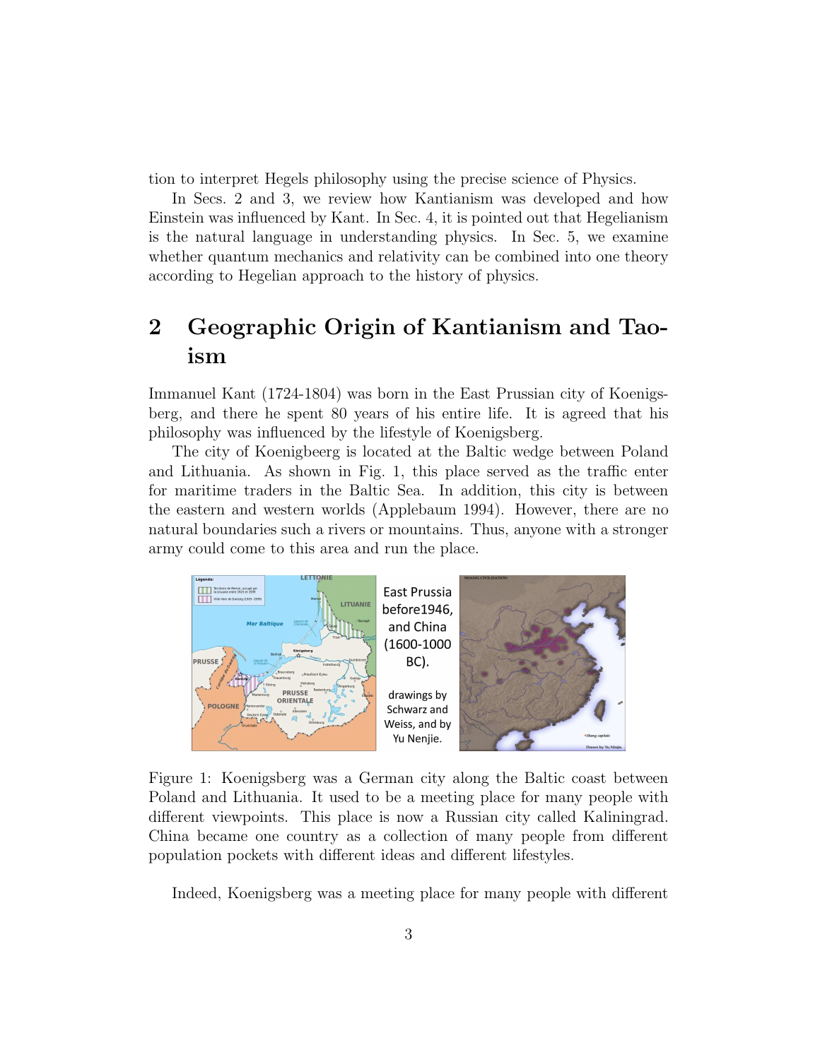tion to interpret Hegels philosophy using the precise science of Physics.

In Secs. 2 and 3, we review how Kantianism was developed and how Einstein was influenced by Kant. In Sec. 4, it is pointed out that Hegelianism is the natural language in understanding physics. In Sec. 5, we examine whether quantum mechanics and relativity can be combined into one theory according to Hegelian approach to the history of physics.

## 2 Geographic Origin of Kantianism and Taoism

Immanuel Kant (1724-1804) was born in the East Prussian city of Koenigsberg, and there he spent 80 years of his entire life. It is agreed that his philosophy was influenced by the lifestyle of Koenigsberg.

The city of Koenigbeerg is located at the Baltic wedge between Poland and Lithuania. As shown in Fig. 1, this place served as the traffic enter for maritime traders in the Baltic Sea. In addition, this city is between the eastern and western worlds (Applebaum 1994). However, there are no natural boundaries such a rivers or mountains. Thus, anyone with a stronger army could come to this area and run the place.

Figure 1: Koenigsberg was a German city along the Baltic coast between Poland and Lithuania. It used to be a meeting place for many people with different viewpoints. This place is now a Russian city called Kaliningrad. China became one country as a collection of many people from different population pockets with different ideas and different lifestyles.

Indeed, Koenigsberg was a meeting place for many people with different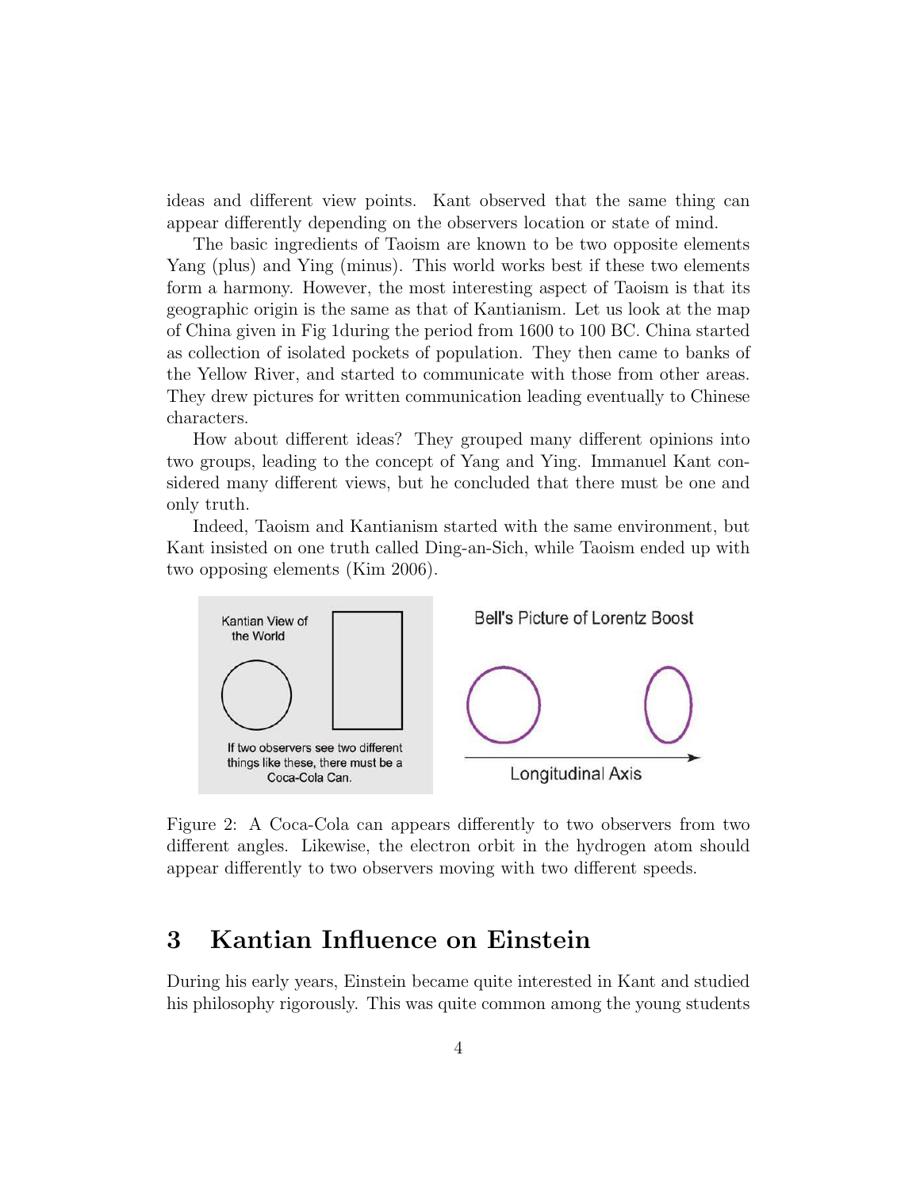ideas and different view points. Kant observed that the same thing can appear differently depending on the observers location or state of mind.

The basic ingredients of Taoism are known to be two opposite elements Yang (plus) and Ying (minus). This world works best if these two elements form a harmony. However, the most interesting aspect of Taoism is that its geographic origin is the same as that of Kantianism. Let us look at the map of China given in Fig 1during the period from 1600 to 100 BC. China started as collection of isolated pockets of population. They then came to banks of the Yellow River, and started to communicate with those from other areas. They drew pictures for written communication leading eventually to Chinese characters.

How about different ideas? They grouped many different opinions into two groups, leading to the concept of Yang and Ying. Immanuel Kant considered many different views, but he concluded that there must be one and only truth.

Indeed, Taoism and Kantianism started with the same environment, but Kant insisted on one truth called Ding-an-Sich, while Taoism ended up with two opposing elements (Kim 2006).

Figure 2: A Coca-Cola can appears differently to two observers from two different angles. Likewise, the electron orbit in the hydrogen atom should appear differently to two observers moving with two different speeds.

## 3 Kantian Influence on Einstein

During his early years, Einstein became quite interested in Kant and studied his philosophy rigorously. This was quite common among the young students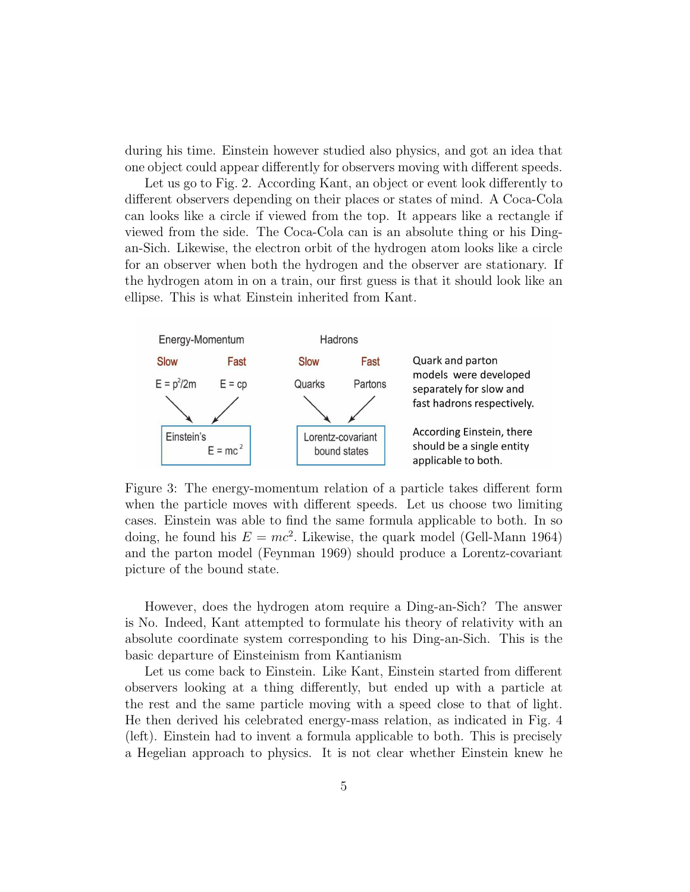during his time. Einstein however studied also physics, and got an idea that one object could appear differently for observers moving with different speeds.

Let us go to Fig. 2. According Kant, an object or event look differently to different observers depending on their places or states of mind. A Coca-Cola can looks like a circle if viewed from the top. It appears like a rectangle if viewed from the side. The Coca-Cola can is an absolute thing or his Ding-an-Sich. Likewise, the electron orbit of the hydrogen atom looks like a circle for an observer when both the hydrogen and the observer are stationary. If the hydrogen atom in on a train, our first guess is that it should look like an ellipse. This is what Einstein inherited from Kant.

Figure 3: The energy-momentum relation of a particle takes different form when the particle moves with different speeds. Let us choose two limiting cases. Einstein was able to find the same formula applicable to both. In so doing, he found his $E = mc^2$. Likewise, the quark model (Gell-Mann 1964) and the parton model (Feynman 1969) should produce a Lorentz-covariant picture of the bound state.

However, does the hydrogen atom require a Ding-an-Sich? The answer is No. Indeed, Kant attempted to formulate his theory of relativity with an absolute coordinate system corresponding to his Ding-an-Sich. This is the basic departure of Einsteinism from Kantianism

Let us come back to Einstein. Like Kant, Einstein started from different observers looking at a thing differently, but ended up with a particle at the rest and the same particle moving with a speed close to that of light. He then derived his celebrated energy-mass relation, as indicated in Fig. 4 (left). Einstein had to invent a formula applicable to both. This is precisely a Hegelian approach to physics. It is not clear whether Einstein knew he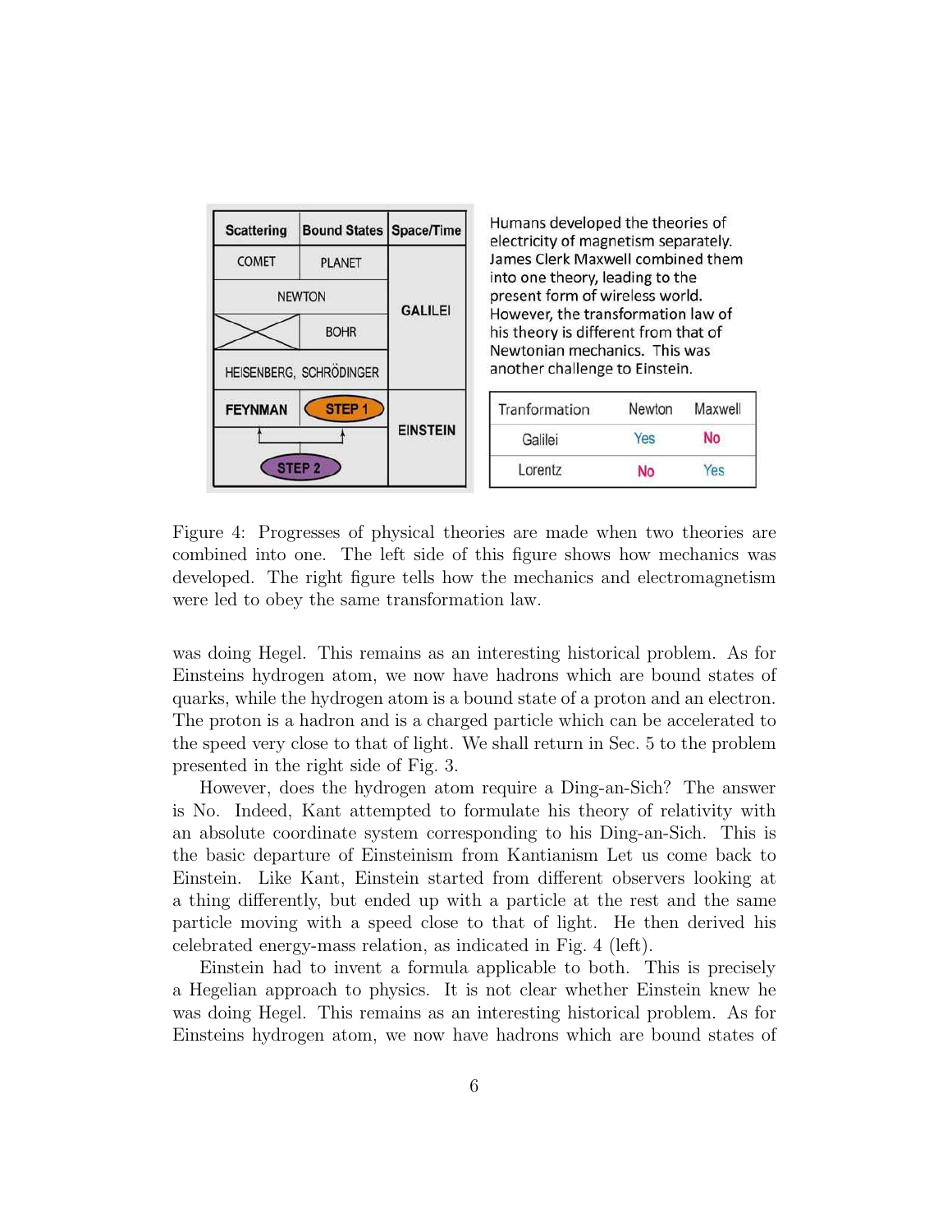| Scattering | Bound States | Space/Time |
|---|---|---|
| COMET | PLANET | GALILEI |
| NEWTON | | |
| | BOHR | |
| HEISENBERG, SCHRÖDINGER | | |
| FEYNMAN | STEP 1 | EINSTEIN |
| STEP 2 | | |

Humans developed the theories of electricity of magnetism separately. James Clerk Maxwell combined them into one theory, leading to the present form of wireless world. However, the transformation law of his theory is different from that of Newtonian mechanics. This was another challenge to Einstein.

| Tranformation | Newton | Maxwell |
|---|---|---|
| Galilei | Yes | No |
| Lorentz | No | Yes |

Figure 4: Progresses of physical theories are made when two theories are combined into one. The left side of this figure shows how mechanics was developed. The right figure tells how the mechanics and electromagnetism were led to obey the same transformation law.

was doing Hegel. This remains as an interesting historical problem. As for Einsteins hydrogen atom, we now have hadrons which are bound states of quarks, while the hydrogen atom is a bound state of a proton and an electron. The proton is a hadron and is a charged particle which can be accelerated to the speed very close to that of light. We shall return in Sec. 5 to the problem presented in the right side of Fig. 3.

However, does the hydrogen atom require a Ding-an-Sich? The answer is No. Indeed, Kant attempted to formulate his theory of relativity with an absolute coordinate system corresponding to his Ding-an-Sich. This is the basic departure of Einsteinism from Kantianism Let us come back to Einstein. Like Kant, Einstein started from different observers looking at a thing differently, but ended up with a particle at the rest and the same particle moving with a speed close to that of light. He then derived his celebrated energy-mass relation, as indicated in Fig. 4 (left).

Einstein had to invent a formula applicable to both. This is precisely a Hegelian approach to physics. It is not clear whether Einstein knew he was doing Hegel. This remains as an interesting historical problem. As for Einsteins hydrogen atom, we now have hadrons which are bound states of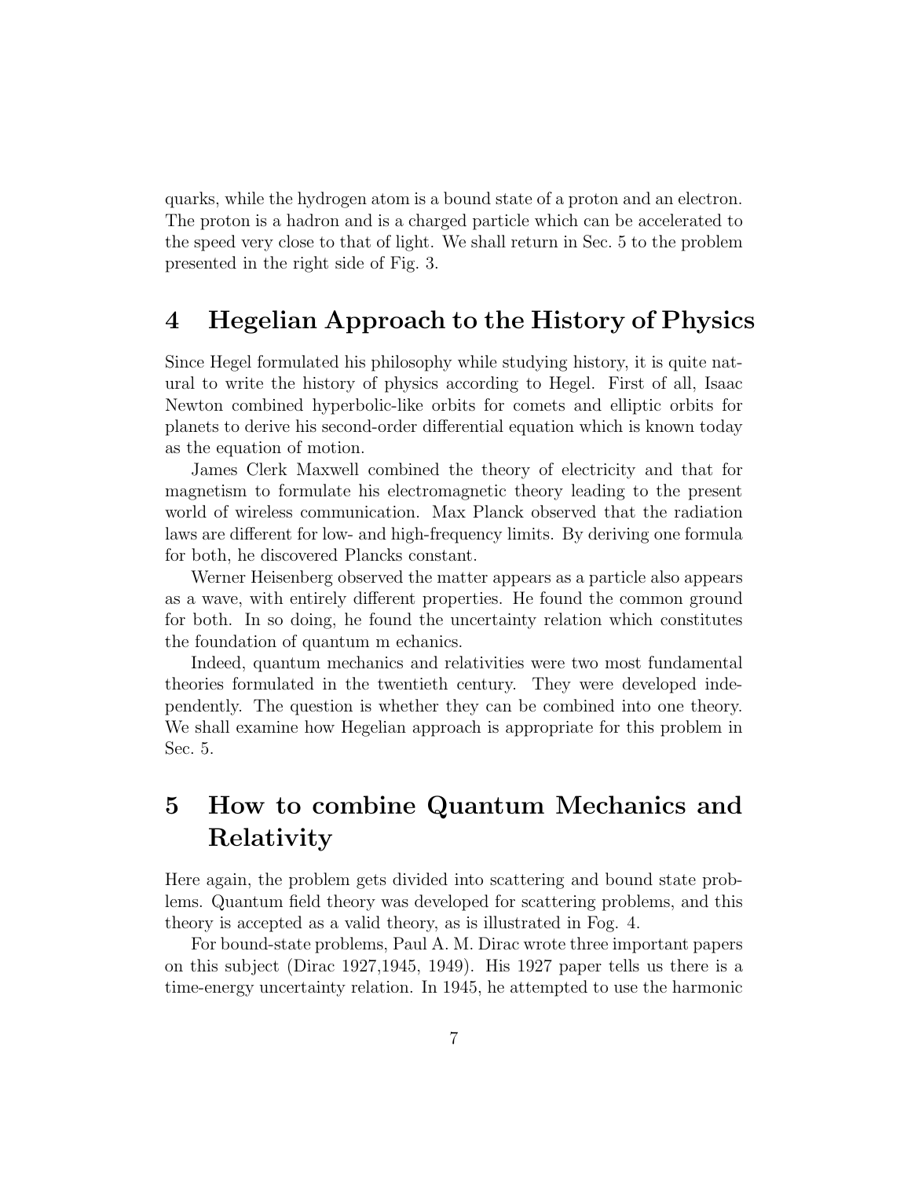quarks, while the hydrogen atom is a bound state of a proton and an electron. The proton is a hadron and is a charged particle which can be accelerated to the speed very close to that of light. We shall return in Sec. 5 to the problem presented in the right side of Fig. 3.

## 4 Hegelian Approach to the History of Physics

Since Hegel formulated his philosophy while studying history, it is quite natural to write the history of physics according to Hegel. First of all, Isaac Newton combined hyperbolic-like orbits for comets and elliptic orbits for planets to derive his second-order differential equation which is known today as the equation of motion.

James Clerk Maxwell combined the theory of electricity and that for magnetism to formulate his electromagnetic theory leading to the present world of wireless communication. Max Planck observed that the radiation laws are different for low- and high-frequency limits. By deriving one formula for both, he discovered Plancks constant.

Werner Heisenberg observed the matter appears as a particle also appears as a wave, with entirely different properties. He found the common ground for both. In so doing, he found the uncertainty relation which constitutes the foundation of quantum m echanics.

Indeed, quantum mechanics and relativities were two most fundamental theories formulated in the twentieth century. They were developed independently. The question is whether they can be combined into one theory. We shall examine how Hegelian approach is appropriate for this problem in Sec. 5.

## 5 How to combine Quantum Mechanics and Relativity

Here again, the problem gets divided into scattering and bound state problems. Quantum field theory was developed for scattering problems, and this theory is accepted as a valid theory, as is illustrated in Fog. 4.

For bound-state problems, Paul A. M. Dirac wrote three important papers on this subject (Dirac 1927,1945, 1949). His 1927 paper tells us there is a time-energy uncertainty relation. In 1945, he attempted to use the harmonic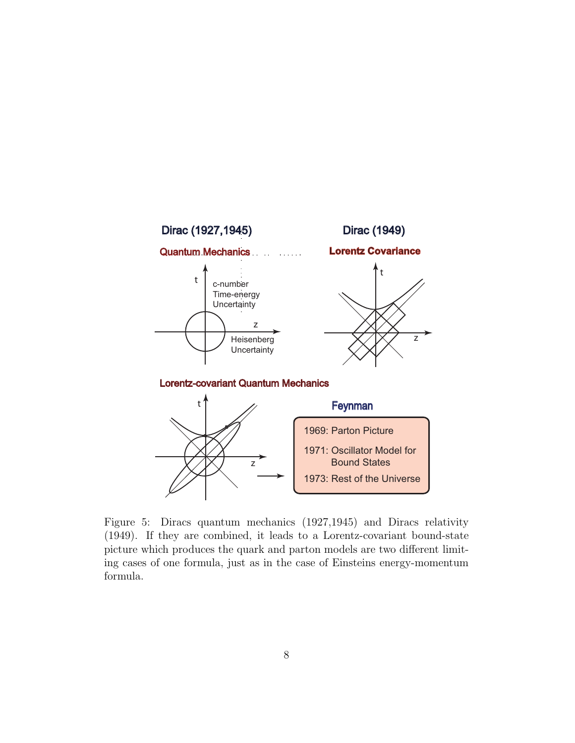Figure 5: Diracs quantum mechanics (1927,1945) and Diracs relativity (1949). If they are combined, it leads to a Lorentz-covariant bound-state picture which produces the quark and parton models are two different limiting cases of one formula, just as in the case of Einsteins energy-momentum formula.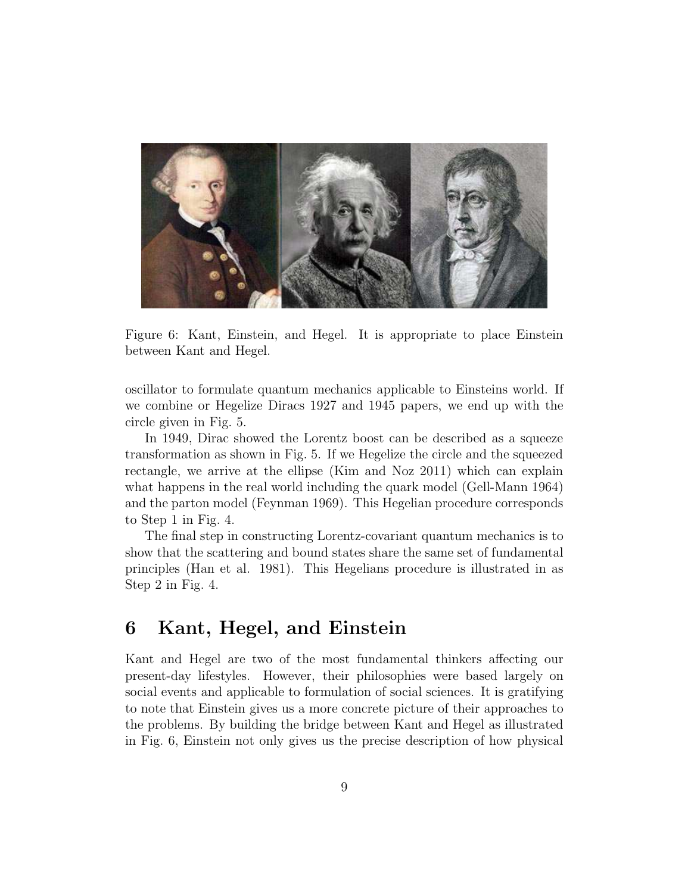Figure 6: Kant, Einstein, and Hegel. It is appropriate to place Einstein between Kant and Hegel.

oscillator to formulate quantum mechanics applicable to Einsteins world. If we combine or Hegelize Diracs 1927 and 1945 papers, we end up with the circle given in Fig. 5.

In 1949, Dirac showed the Lorentz boost can be described as a squeeze transformation as shown in Fig. 5. If we Hegelize the circle and the squeezed rectangle, we arrive at the ellipse (Kim and Noz 2011) which can explain what happens in the real world including the quark model (Gell-Mann 1964) and the parton model (Feynman 1969). This Hegelian procedure corresponds to Step 1 in Fig. 4.

The final step in constructing Lorentz-covariant quantum mechanics is to show that the scattering and bound states share the same set of fundamental principles (Han et al. 1981). This Hegelians procedure is illustrated in as Step 2 in Fig. 4.

## 6 Kant, Hegel, and Einstein

Kant and Hegel are two of the most fundamental thinkers affecting our present-day lifestyles. However, their philosophies were based largely on social events and applicable to formulation of social sciences. It is gratifying to note that Einstein gives us a more concrete picture of their approaches to the problems. By building the bridge between Kant and Hegel as illustrated in Fig. 6, Einstein not only gives us the precise description of how physical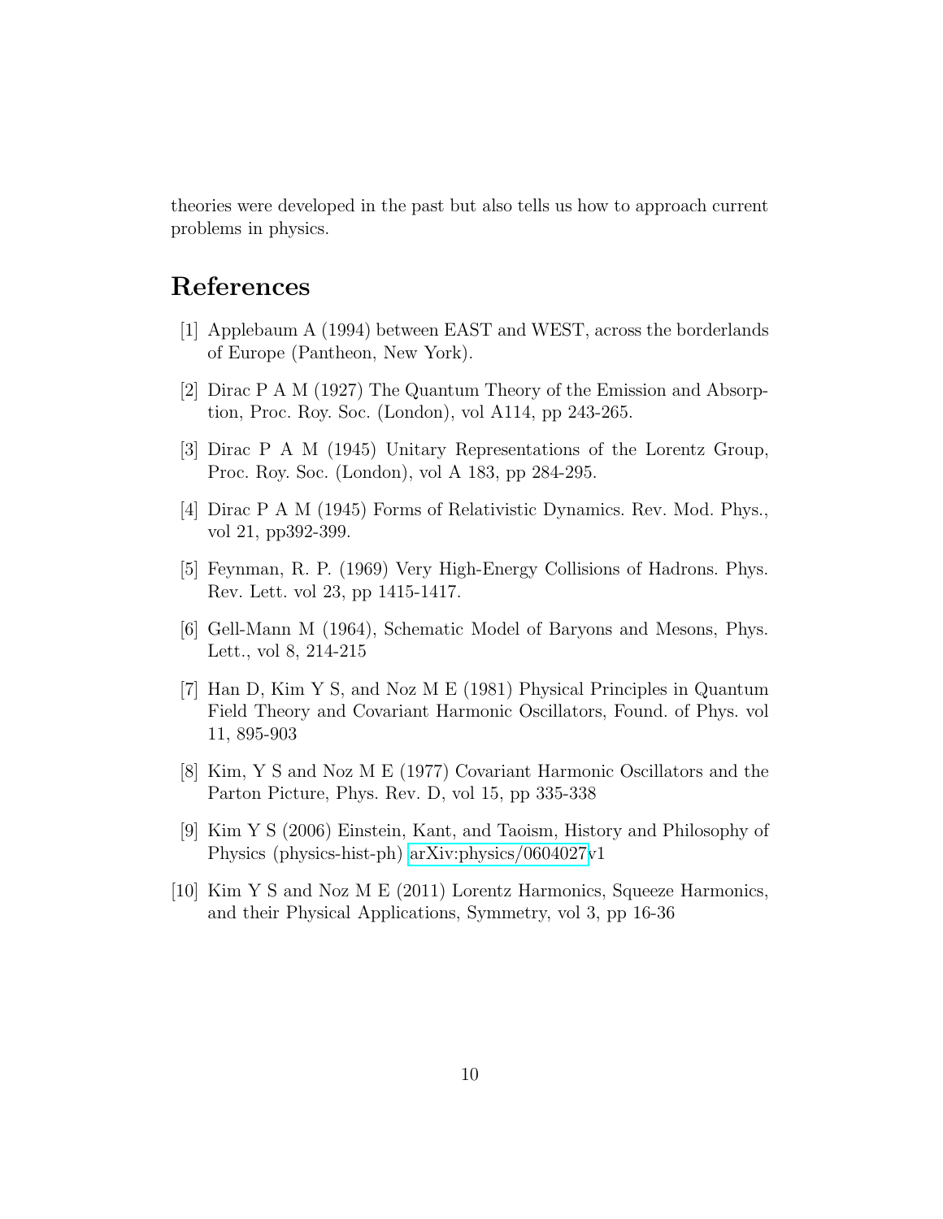theories were developed in the past but also tells us how to approach current problems in physics.

# References

[1] Applebaum A (1994) between EAST and WEST, across the borderlands of Europe (Pantheon, New York).

[2] Dirac P A M (1927) The Quantum Theory of the Emission and Absorption, Proc. Roy. Soc. (London), vol A114, pp 243-265.

[3] Dirac P A M (1945) Unitary Representations of the Lorentz Group, Proc. Roy. Soc. (London), vol A 183, pp 284-295.

[4] Dirac P A M (1945) Forms of Relativistic Dynamics. Rev. Mod. Phys., vol 21, pp392-399.

[5] Feynman, R. P. (1969) Very High-Energy Collisions of Hadrons. Phys. Rev. Lett. vol 23, pp 1415-1417.

[6] Gell-Mann M (1964), Schematic Model of Baryons and Mesons, Phys. Lett., vol 8, 214-215

[7] Han D, Kim Y S, and Noz M E (1981) Physical Principles in Quantum Field Theory and Covariant Harmonic Oscillators, Found. of Phys. vol 11, 895-903

[8] Kim, Y S and Noz M E (1977) Covariant Harmonic Oscillators and the Parton Picture, Phys. Rev. D, vol 15, pp 335-338

[9] Kim Y S (2006) Einstein, Kant, and Taoism, History and Philosophy of Physics (physics-hist-ph) arXiv:physics/0604027v1

[10] Kim Y S and Noz M E (2011) Lorentz Harmonics, Squeeze Harmonics, and their Physical Applications, Symmetry, vol 3, pp 16-36